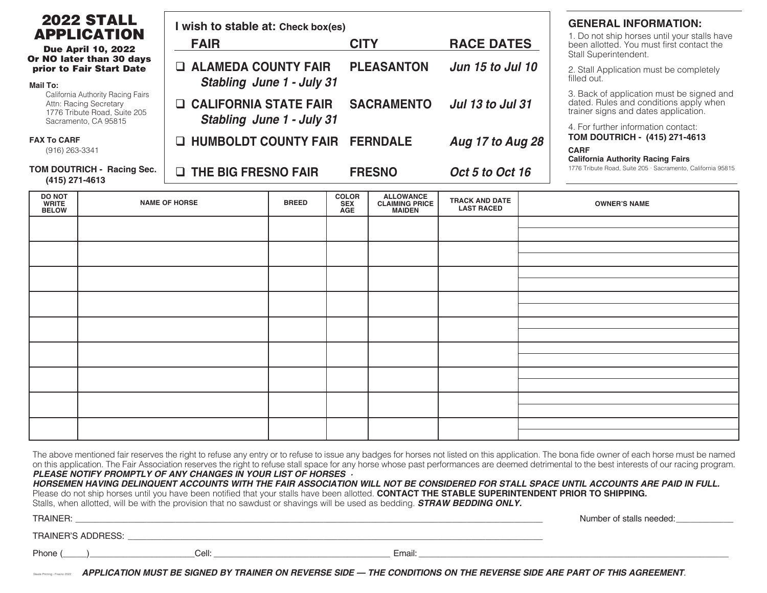# 2022 STALL APPLICATION

**Due April 10, 2022**
**Or NO later than 30 days prior to Fair Start Date**

**Mail To:**
California Authority Racing Fairs
Attn: Racing Secretary
1776 Tribute Road, Suite 205
Sacramento, CA 95815

**FAX To CARF**
(916) 263-3341

**TOM DOUTRICH - Racing Sec.**
**(415) 271-4613**

**I wish to stable at:** Check box(es)

| FAIR | CITY | RACE DATES |
|---|---|---|
| ❑ **ALAMEDA COUNTY FAIR** *Stabling June 1 - July 31* | **PLEASANTON** | ***Jun 15 to Jul 10*** |
| ❑ **CALIFORNIA STATE FAIR** *Stabling June 1 - July 31* | **SACRAMENTO** | ***Jul 13 to Jul 31*** |
| ❑ **HUMBOLDT COUNTY FAIR** | **FERNDALE** | ***Aug 17 to Aug 28*** |
| ❑ **THE BIG FRESNO FAIR** | **FRESNO** | ***Oct 5 to Oct 16*** |

## GENERAL INFORMATION:

1. Do not ship horses until your stalls have been allotted. You must first contact the Stall Superintendent.
2. Stall Application must be completely filled out.
3. Back of application must be signed and dated. Rules and conditions apply when trainer signs and dates application.
4. For further information contact:
**TOM DOUTRICH - (415) 271-4613**
**CARF**
**California Authority Racing Fairs**
1776 Tribute Road, Suite 205 · Sacramento, California 95815

| DO NOT WRITE BELOW | NAME OF HORSE | BREED | COLOR SEX AGE | ALLOWANCE CLAIMING PRICE MAIDEN | TRACK AND DATE LAST RACED | OWNER'S NAME |
|---|---|---|---|---|---|---|
| | | | | | | |
| | | | | | | |
| | | | | | | |
| | | | | | | |
| | | | | | | |
| | | | | | | |
| | | | | | | |
| | | | | | | |
| | | | | | | |

The above mentioned fair reserves the right to refuse any entry or to refuse to issue any badges for horses not listed on this application. The bona fide owner of each horse must be named on this application. The Fair Association reserves the right to refuse stall space for any horse whose past performances are deemed detrimental to the best interests of our racing program. ***PLEASE NOTIFY PROMPTLY OF ANY CHANGES IN YOUR LIST OF HORSES ·***
***HORSEMEN HAVING DELINQUENT ACCOUNTS WITH THE FAIR ASSOCIATION WILL NOT BE CONSIDERED FOR STALL SPACE UNTIL ACCOUNTS ARE PAID IN FULL.***
Please do not ship horses until you have been notified that your stalls have been allotted. **CONTACT THE STABLE SUPERINTENDENT PRIOR TO SHIPPING.**
Stalls, when allotted, will be with the provision that no sawdust or shavings will be used as bedding. ***STRAW BEDDING ONLY.***

TRAINER: ____________________________________________ Number of stalls needed: ____________

TRAINER'S ADDRESS: ____________________________________________

Phone (_____)______________________ Cell: ______________________________ Email: ______________________________

Steele Printing - Fresno 2022

***APPLICATION MUST BE SIGNED BY TRAINER ON REVERSE SIDE — THE CONDITIONS ON THE REVERSE SIDE ARE PART OF THIS AGREEMENT.***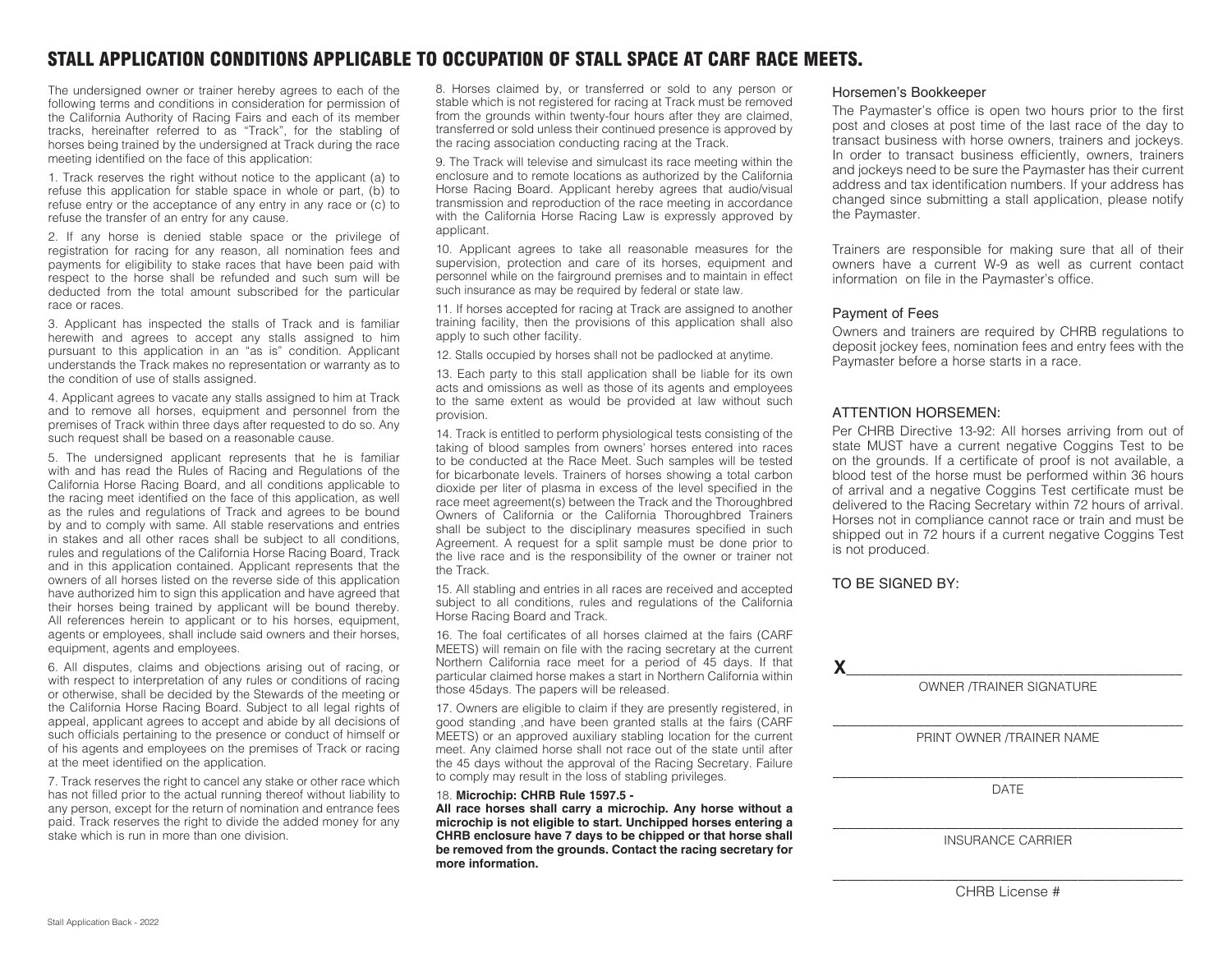# STALL APPLICATION CONDITIONS APPLICABLE TO OCCUPATION OF STALL SPACE AT CARF RACE MEETS.

The undersigned owner or trainer hereby agrees to each of the following terms and conditions in consideration for permission of the California Authority of Racing Fairs and each of its member tracks, hereinafter referred to as "Track", for the stabling of horses being trained by the undersigned at Track during the race meeting identified on the face of this application:

1. Track reserves the right without notice to the applicant (a) to refuse this application for stable space in whole or part, (b) to refuse entry or the acceptance of any entry in any race or (c) to refuse the transfer of an entry for any cause.

2. If any horse is denied stable space or the privilege of registration for racing for any reason, all nomination fees and payments for eligibility to stake races that have been paid with respect to the horse shall be refunded and such sum will be deducted from the total amount subscribed for the particular race or races.

3. Applicant has inspected the stalls of Track and is familiar herewith and agrees to accept any stalls assigned to him pursuant to this application in an "as is" condition. Applicant understands the Track makes no representation or warranty as to the condition of use of stalls assigned.

4. Applicant agrees to vacate any stalls assigned to him at Track and to remove all horses, equipment and personnel from the premises of Track within three days after requested to do so. Any such request shall be based on a reasonable cause.

5. The undersigned applicant represents that he is familiar with and has read the Rules of Racing and Regulations of the California Horse Racing Board, and all conditions applicable to the racing meet identified on the face of this application, as well as the rules and regulations of Track and agrees to be bound by and to comply with same. All stable reservations and entries in stakes and all other races shall be subject to all conditions, rules and regulations of the California Horse Racing Board, Track and in this application contained. Applicant represents that the owners of all horses listed on the reverse side of this application have authorized him to sign this application and have agreed that their horses being trained by applicant will be bound thereby. All references herein to applicant or to his horses, equipment, agents or employees, shall include said owners and their horses, equipment, agents and employees.

6. All disputes, claims and objections arising out of racing, or with respect to interpretation of any rules or conditions of racing or otherwise, shall be decided by the Stewards of the meeting or the California Horse Racing Board. Subject to all legal rights of appeal, applicant agrees to accept and abide by all decisions of such officials pertaining to the presence or conduct of himself or of his agents and employees on the premises of Track or racing at the meet identified on the application.

7. Track reserves the right to cancel any stake or other race which has not filled prior to the actual running thereof without liability to any person, except for the return of nomination and entrance fees paid. Track reserves the right to divide the added money for any stake which is run in more than one division.

8. Horses claimed by, or transferred or sold to any person or stable which is not registered for racing at Track must be removed from the grounds within twenty-four hours after they are claimed, transferred or sold unless their continued presence is approved by the racing association conducting racing at the Track.

9. The Track will televise and simulcast its race meeting within the enclosure and to remote locations as authorized by the California Horse Racing Board. Applicant hereby agrees that audio/visual transmission and reproduction of the race meeting in accordance with the California Horse Racing Law is expressly approved by applicant.

10. Applicant agrees to take all reasonable measures for the supervision, protection and care of its horses, equipment and personnel while on the fairground premises and to maintain in effect such insurance as may be required by federal or state law.

11. If horses accepted for racing at Track are assigned to another training facility, then the provisions of this application shall also apply to such other facility.

12. Stalls occupied by horses shall not be padlocked at anytime.

13. Each party to this stall application shall be liable for its own acts and omissions as well as those of its agents and employees to the same extent as would be provided at law without such provision.

14. Track is entitled to perform physiological tests consisting of the taking of blood samples from owners' horses entered into races to be conducted at the Race Meet. Such samples will be tested for bicarbonate levels. Trainers of horses showing a total carbon dioxide per liter of plasma in excess of the level specified in the race meet agreement(s) between the Track and the Thoroughbred Owners of California or the California Thoroughbred Trainers shall be subject to the disciplinary measures specified in such Agreement. A request for a split sample must be done prior to the live race and is the responsibility of the owner or trainer not the Track.

15. All stabling and entries in all races are received and accepted subject to all conditions, rules and regulations of the California Horse Racing Board and Track.

16. The foal certificates of all horses claimed at the fairs (CARF MEETS) will remain on file with the racing secretary at the current Northern California race meet for a period of 45 days. If that particular claimed horse makes a start in Northern California within those 45days. The papers will be released.

17. Owners are eligible to claim if they are presently registered, in good standing ,and have been granted stalls at the fairs (CARF MEETS) or an approved auxiliary stabling location for the current meet. Any claimed horse shall not race out of the state until after the 45 days without the approval of the Racing Secretary. Failure to comply may result in the loss of stabling privileges.

18. **Microchip: CHRB Rule 1597.5 -**
**All race horses shall carry a microchip. Any horse without a microchip is not eligible to start. Unchipped horses entering a CHRB enclosure have 7 days to be chipped or that horse shall be removed from the grounds. Contact the racing secretary for more information.**

## Horsemen's Bookkeeper

The Paymaster's office is open two hours prior to the first post and closes at post time of the last race of the day to transact business with horse owners, trainers and jockeys. In order to transact business efficiently, owners, trainers and jockeys need to be sure the Paymaster has their current address and tax identification numbers. If your address has changed since submitting a stall application, please notify the Paymaster.

Trainers are responsible for making sure that all of their owners have a current W-9 as well as current contact information on file in the Paymaster's office.

## Payment of Fees

Owners and trainers are required by CHRB regulations to deposit jockey fees, nomination fees and entry fees with the Paymaster before a horse starts in a race.

## ATTENTION HORSEMEN:

Per CHRB Directive 13-92: All horses arriving from out of state MUST have a current negative Coggins Test to be on the grounds. If a certificate of proof is not available, a blood test of the horse must be performed within 36 hours of arrival and a negative Coggins Test certificate must be delivered to the Racing Secretary within 72 hours of arrival. Horses not in compliance cannot race or train and must be shipped out in 72 hours if a current negative Coggins Test is not produced.

TO BE SIGNED BY:

**X**\_\_\_\_\_\_\_\_\_\_\_\_\_\_\_\_\_\_\_\_\_\_\_\_\_\_\_\_\_\_\_\_\_\_\_\_\_\_\_\_
OWNER /TRAINER SIGNATURE

\_\_\_\_\_\_\_\_\_\_\_\_\_\_\_\_\_\_\_\_\_\_\_\_\_\_\_\_\_\_\_\_\_\_\_\_\_\_\_\_\_\_
PRINT OWNER /TRAINER NAME

\_\_\_\_\_\_\_\_\_\_\_\_\_\_\_\_\_\_\_\_\_\_\_\_\_\_\_\_\_\_\_\_\_\_\_\_\_\_\_\_\_\_
DATE

\_\_\_\_\_\_\_\_\_\_\_\_\_\_\_\_\_\_\_\_\_\_\_\_\_\_\_\_\_\_\_\_\_\_\_\_\_\_\_\_\_\_
INSURANCE CARRIER

\_\_\_\_\_\_\_\_\_\_\_\_\_\_\_\_\_\_\_\_\_\_\_\_\_\_\_\_\_\_\_\_\_\_\_\_\_\_\_\_\_\_
CHRB License #

Stall Application Back - 2022